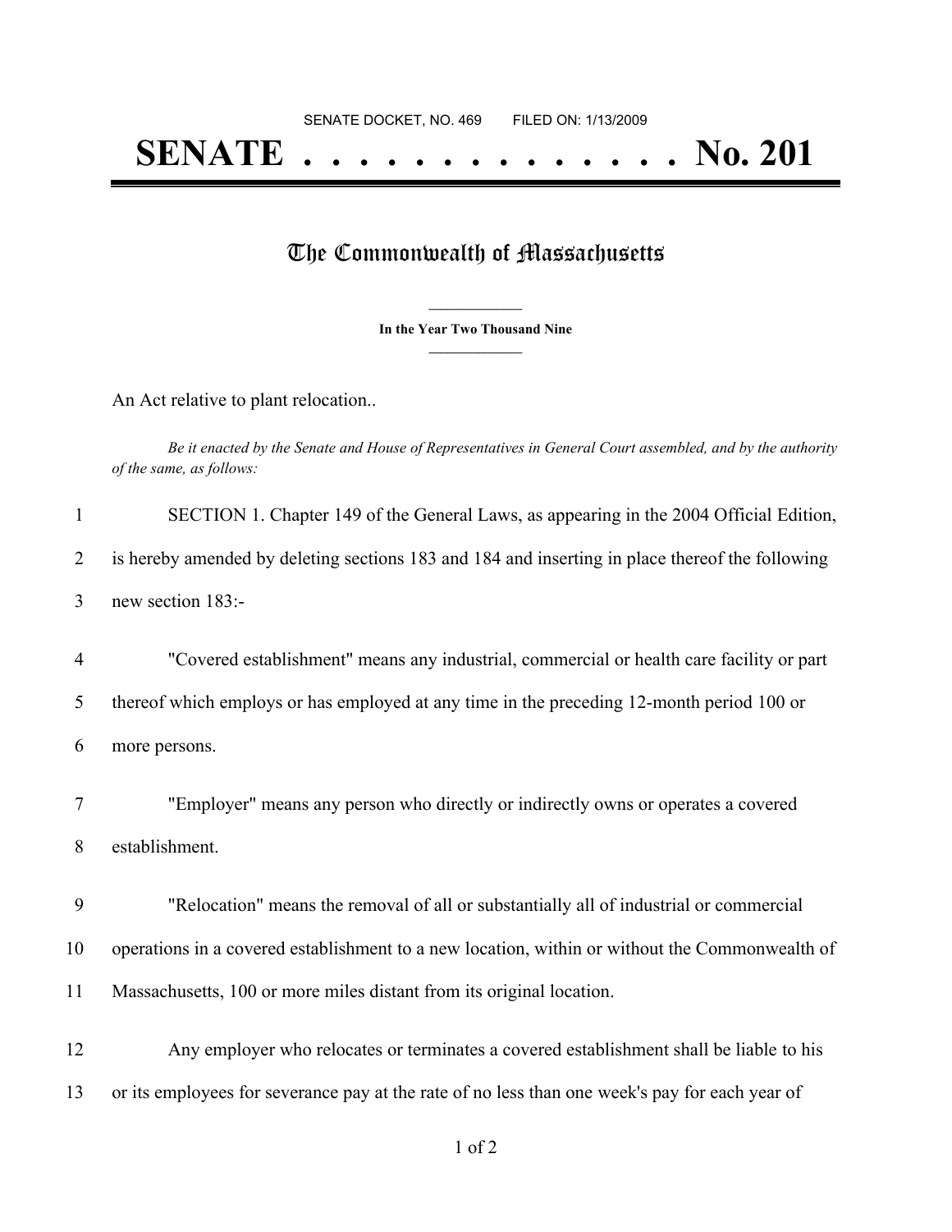SENATE DOCKET, NO. 469        FILED ON: 1/13/2009

# SENATE . . . . . . . . . . . . . . No. 201

## The Commonwealth of Massachusetts

**In the Year Two Thousand Nine**

An Act relative to plant relocation..

*Be it enacted by the Senate and House of Representatives in General Court assembled, and by the authority of the same, as follows:*

SECTION 1. Chapter 149 of the General Laws, as appearing in the 2004 Official Edition, is hereby amended by deleting sections 183 and 184 and inserting in place thereof the following new section 183:-

"Covered establishment" means any industrial, commercial or health care facility or part thereof which employs or has employed at any time in the preceding 12-month period 100 or more persons.

"Employer" means any person who directly or indirectly owns or operates a covered establishment.

"Relocation" means the removal of all or substantially all of industrial or commercial operations in a covered establishment to a new location, within or without the Commonwealth of Massachusetts, 100 or more miles distant from its original location.

Any employer who relocates or terminates a covered establishment shall be liable to his or its employees for severance pay at the rate of no less than one week's pay for each year of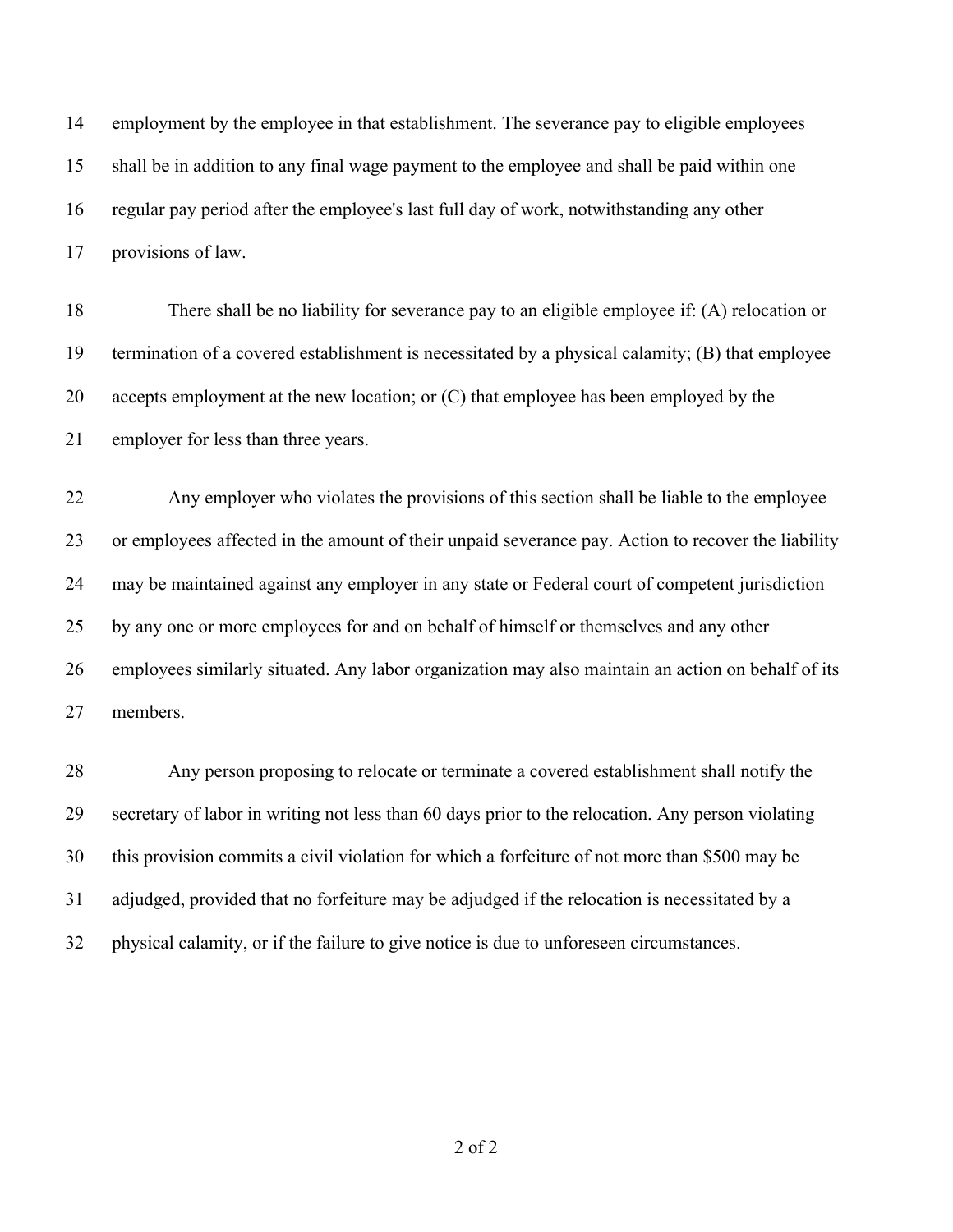employment by the employee in that establishment. The severance pay to eligible employees shall be in addition to any final wage payment to the employee and shall be paid within one regular pay period after the employee's last full day of work, notwithstanding any other provisions of law.

There shall be no liability for severance pay to an eligible employee if: (A) relocation or termination of a covered establishment is necessitated by a physical calamity; (B) that employee accepts employment at the new location; or (C) that employee has been employed by the employer for less than three years.

Any employer who violates the provisions of this section shall be liable to the employee or employees affected in the amount of their unpaid severance pay. Action to recover the liability may be maintained against any employer in any state or Federal court of competent jurisdiction by any one or more employees for and on behalf of himself or themselves and any other employees similarly situated. Any labor organization may also maintain an action on behalf of its members.

Any person proposing to relocate or terminate a covered establishment shall notify the secretary of labor in writing not less than 60 days prior to the relocation. Any person violating this provision commits a civil violation for which a forfeiture of not more than $500 may be adjudged, provided that no forfeiture may be adjudged if the relocation is necessitated by a physical calamity, or if the failure to give notice is due to unforeseen circumstances.